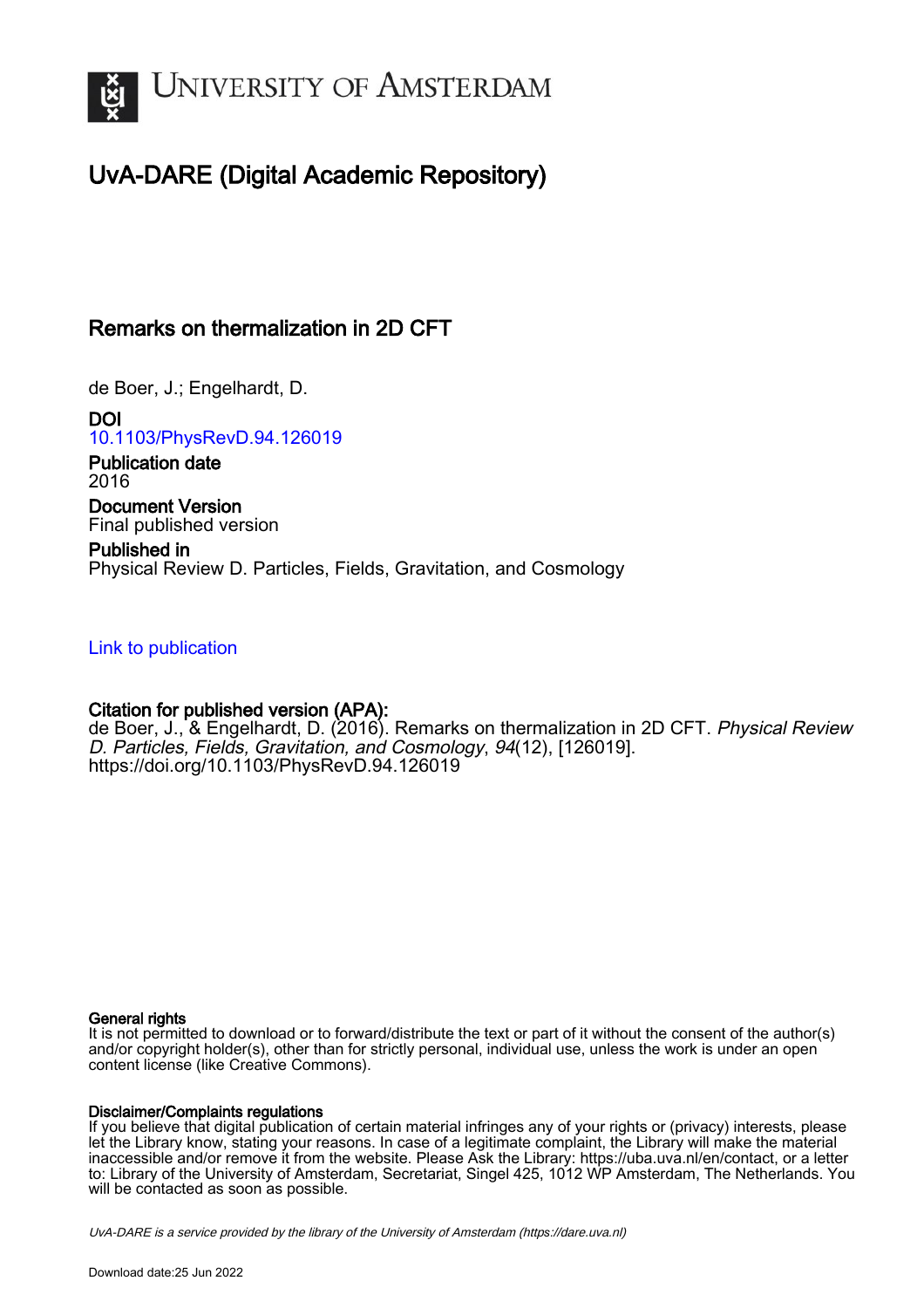# University of Amsterdam

## UvA-DARE (Digital Academic Repository)

### Remarks on thermalization in 2D CFT

de Boer, J.; Engelhardt, D.

**DOI**
10.1103/PhysRevD.94.126019

**Publication date**
2016

**Document Version**
Final published version

**Published in**
Physical Review D. Particles, Fields, Gravitation, and Cosmology

Link to publication

**Citation for published version (APA):**
de Boer, J., & Engelhardt, D. (2016). Remarks on thermalization in 2D CFT. *Physical Review D. Particles, Fields, Gravitation, and Cosmology*, *94*(12), [126019]. https://doi.org/10.1103/PhysRevD.94.126019

**General rights**
It is not permitted to download or to forward/distribute the text or part of it without the consent of the author(s) and/or copyright holder(s), other than for strictly personal, individual use, unless the work is under an open content license (like Creative Commons).

**Disclaimer/Complaints regulations**
If you believe that digital publication of certain material infringes any of your rights or (privacy) interests, please let the Library know, stating your reasons. In case of a legitimate complaint, the Library will make the material inaccessible and/or remove it from the website. Please Ask the Library: https://uba.uva.nl/en/contact, or a letter to: Library of the University of Amsterdam, Secretariat, Singel 425, 1012 WP Amsterdam, The Netherlands. You will be contacted as soon as possible.

*UvA-DARE is a service provided by the library of the University of Amsterdam (https://dare.uva.nl)*

Download date:25 Jun 2022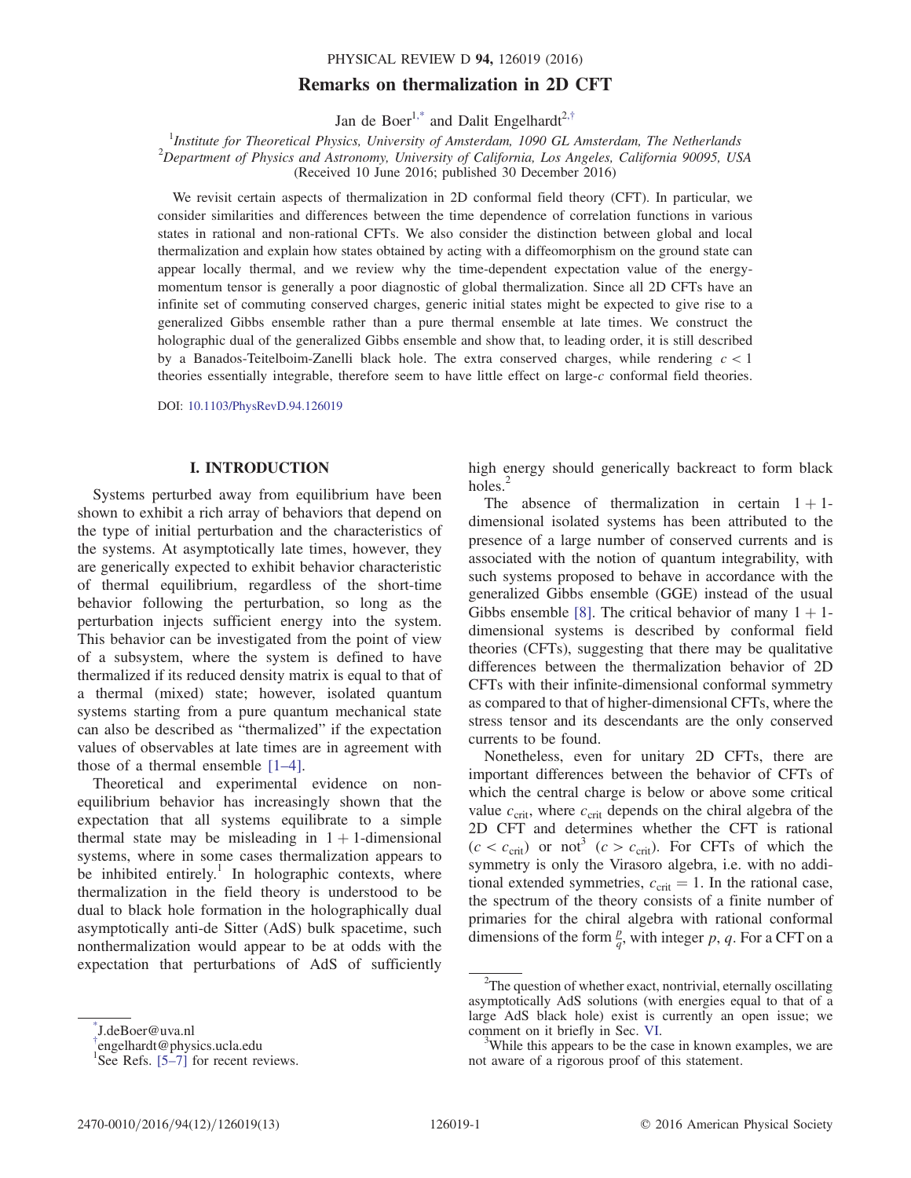# Remarks on thermalization in 2D CFT

Jan de Boer[1,*] and Dalit Engelhardt[2,†]

[1]*Institute for Theoretical Physics, University of Amsterdam, 1090 GL Amsterdam, The Netherlands*
[2]*Department of Physics and Astronomy, University of California, Los Angeles, California 90095, USA*
(Received 10 June 2016; published 30 December 2016)

We revisit certain aspects of thermalization in 2D conformal field theory (CFT). In particular, we consider similarities and differences between the time dependence of correlation functions in various states in rational and non-rational CFTs. We also consider the distinction between global and local thermalization and explain how states obtained by acting with a diffeomorphism on the ground state can appear locally thermal, and we review why the time-dependent expectation value of the energy-momentum tensor is generally a poor diagnostic of global thermalization. Since all 2D CFTs have an infinite set of commuting conserved charges, generic initial states might be expected to give rise to a generalized Gibbs ensemble rather than a pure thermal ensemble at late times. We construct the holographic dual of the generalized Gibbs ensemble and show that, to leading order, it is still described by a Banados-Teitelboim-Zanelli black hole. The extra conserved charges, while rendering $c < 1$ theories essentially integrable, therefore seem to have little effect on large-$c$ conformal field theories.

DOI: 10.1103/PhysRevD.94.126019

## I. INTRODUCTION

Systems perturbed away from equilibrium have been shown to exhibit a rich array of behaviors that depend on the type of initial perturbation and the characteristics of the systems. At asymptotically late times, however, they are generically expected to exhibit behavior characteristic of thermal equilibrium, regardless of the short-time behavior following the perturbation, so long as the perturbation injects sufficient energy into the system. This behavior can be investigated from the point of view of a subsystem, where the system is defined to have thermalized if its reduced density matrix is equal to that of a thermal (mixed) state; however, isolated quantum systems starting from a pure quantum mechanical state can also be described as "thermalized" if the expectation values of observables at late times are in agreement with those of a thermal ensemble [1–4].

Theoretical and experimental evidence on non-equilibrium behavior has increasingly shown that the expectation that all systems equilibrate to a simple thermal state may be misleading in $1+1$-dimensional systems, where in some cases thermalization appears to be inhibited entirely.[1] In holographic contexts, where thermalization in the field theory is understood to be dual to black hole formation in the holographically dual asymptotically anti-de Sitter (AdS) bulk spacetime, such nonthermalization would appear to be at odds with the expectation that perturbations of AdS of sufficiently high energy should generically backreact to form black holes.[2]

The absence of thermalization in certain $1+1$-dimensional isolated systems has been attributed to the presence of a large number of conserved currents and is associated with the notion of quantum integrability, with such systems proposed to behave in accordance with the generalized Gibbs ensemble (GGE) instead of the usual Gibbs ensemble [8]. The critical behavior of many $1+1$-dimensional systems is described by conformal field theories (CFTs), suggesting that there may be qualitative differences between the thermalization behavior of 2D CFTs with their infinite-dimensional conformal symmetry as compared to that of higher-dimensional CFTs, where the stress tensor and its descendants are the only conserved currents to be found.

Nonetheless, even for unitary 2D CFTs, there are important differences between the behavior of CFTs of which the central charge is below or above some critical value $c_{\mathrm{crit}}$, where $c_{\mathrm{crit}}$ depends on the chiral algebra of the 2D CFT and determines whether the CFT is rational ($c < c_{\mathrm{crit}}$) or not[3] ($c > c_{\mathrm{crit}}$). For CFTs of which the symmetry is only the Virasoro algebra, i.e. with no additional extended symmetries, $c_{\mathrm{crit}} = 1$. In the rational case, the spectrum of the theory consists of a finite number of primaries for the chiral algebra with rational conformal dimensions of the form $\frac{p}{q}$, with integer $p$, $q$. For a CFT on a

---

*J.deBoer@uva.nl
†engelhardt@physics.ucla.edu
[1]See Refs. [5–7] for recent reviews.
[2]The question of whether exact, nontrivial, eternally oscillating asymptotically AdS solutions (with energies equal to that of a large AdS black hole) exist is currently an open issue; we comment on it briefly in Sec. VI.
[3]While this appears to be the case in known examples, we are not aware of a rigorous proof of this statement.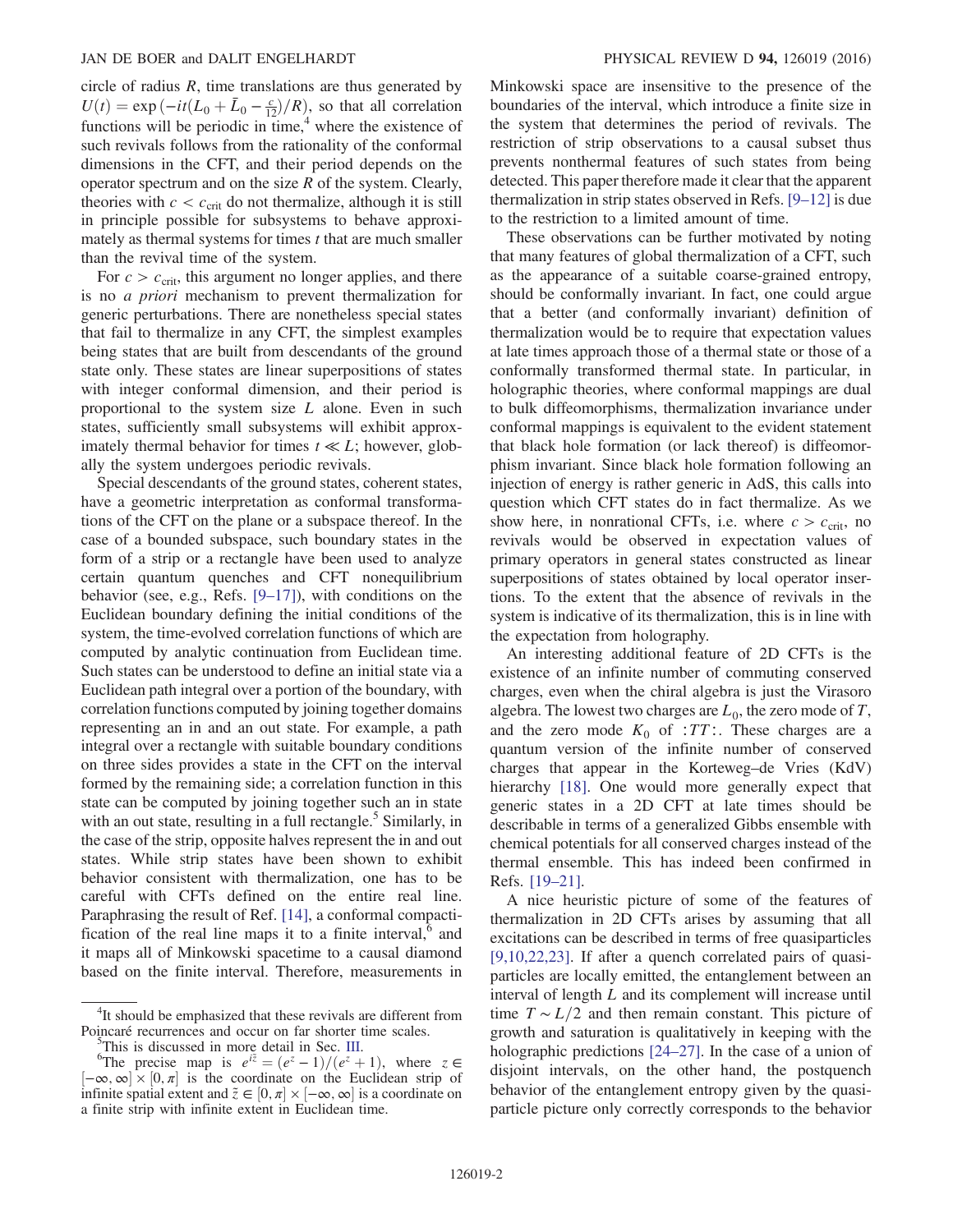circle of radius $R$, time translations are thus generated by $U(t) = \exp(-it(L_0 + \bar{L}_0 - \frac{c}{12})/R)$, so that all correlation functions will be periodic in time,[4] where the existence of such revivals follows from the rationality of the conformal dimensions in the CFT, and their period depends on the operator spectrum and on the size $R$ of the system. Clearly, theories with $c < c_{\rm crit}$ do not thermalize, although it is still in principle possible for subsystems to behave approximately as thermal systems for times $t$ that are much smaller than the revival time of the system.

For $c > c_{\rm crit}$, this argument no longer applies, and there is no *a priori* mechanism to prevent thermalization for generic perturbations. There are nonetheless special states that fail to thermalize in any CFT, the simplest examples being states that are built from descendants of the ground state only. These states are linear superpositions of states with integer conformal dimension, and their period is proportional to the system size $L$ alone. Even in such states, sufficiently small subsystems will exhibit approximately thermal behavior for times $t \ll L$; however, globally the system undergoes periodic revivals.

Special descendants of the ground states, coherent states, have a geometric interpretation as conformal transformations of the CFT on the plane or a subspace thereof. In the case of a bounded subspace, such boundary states in the form of a strip or a rectangle have been used to analyze certain quantum quenches and CFT nonequilibrium behavior (see, e.g., Refs. [9–17]), with conditions on the Euclidean boundary defining the initial conditions of the system, the time-evolved correlation functions of which are computed by analytic continuation from Euclidean time. Such states can be understood to define an initial state via a Euclidean path integral over a portion of the boundary, with correlation functions computed by joining together domains representing an in and an out state. For example, a path integral over a rectangle with suitable boundary conditions on three sides provides a state in the CFT on the interval formed by the remaining side; a correlation function in this state can be computed by joining together such an in state with an out state, resulting in a full rectangle.[5] Similarly, in the case of the strip, opposite halves represent the in and out states. While strip states have been shown to exhibit behavior consistent with thermalization, one has to be careful with CFTs defined on the entire real line. Paraphrasing the result of Ref. [14], a conformal compactification of the real line maps it to a finite interval,[6] and it maps all of Minkowski spacetime to a causal diamond based on the finite interval. Therefore, measurements in Minkowski space are insensitive to the presence of the boundaries of the interval, which introduce a finite size in the system that determines the period of revivals. The restriction of strip observations to a causal subset thus prevents nonthermal features of such states from being detected. This paper therefore made it clear that the apparent thermalization in strip states observed in Refs. [9–12] is due to the restriction to a limited amount of time.

These observations can be further motivated by noting that many features of global thermalization of a CFT, such as the appearance of a suitable coarse-grained entropy, should be conformally invariant. In fact, one could argue that a better (and conformally invariant) definition of thermalization would be to require that expectation values at late times approach those of a thermal state or those of a conformally transformed thermal state. In particular, in holographic theories, where conformal mappings are dual to bulk diffeomorphisms, thermalization invariance under conformal mappings is equivalent to the evident statement that black hole formation (or lack thereof) is diffeomorphism invariant. Since black hole formation following an injection of energy is rather generic in AdS, this calls into question which CFT states do in fact thermalize. As we show here, in nonrational CFTs, i.e. where $c > c_{\rm crit}$, no revivals would be observed in expectation values of primary operators in general states constructed as linear superpositions of states obtained by local operator insertions. To the extent that the absence of revivals in the system is indicative of its thermalization, this is in line with the expectation from holography.

An interesting additional feature of 2D CFTs is the existence of an infinite number of commuting conserved charges, even when the chiral algebra is just the Virasoro algebra. The lowest two charges are $L_0$, the zero mode of $T$, and the zero mode $K_0$ of $:TT:$. These charges are a quantum version of the infinite number of conserved charges that appear in the Korteweg–de Vries (KdV) hierarchy [18]. One would more generally expect that generic states in a 2D CFT at late times should be describable in terms of a generalized Gibbs ensemble with chemical potentials for all conserved charges instead of the thermal ensemble. This has indeed been confirmed in Refs. [19–21].

A nice heuristic picture of some of the features of thermalization in 2D CFTs arises by assuming that all excitations can be described in terms of free quasiparticles [9,10,22,23]. If after a quench correlated pairs of quasiparticles are locally emitted, the entanglement between an interval of length $L$ and its complement will increase until time $T \sim L/2$ and then remain constant. This picture of growth and saturation is qualitatively in keeping with the holographic predictions [24–27]. In the case of a union of disjoint intervals, on the other hand, the postquench behavior of the entanglement entropy given by the quasiparticle picture only correctly corresponds to the behavior

---

[4] It should be emphasized that these revivals are different from Poincaré recurrences and occur on far shorter time scales.

[5] This is discussed in more detail in Sec. III.

[6] The precise map is $e^{i\tilde{z}} = (e^z - 1)/(e^z + 1)$, where $z \in [-\infty, \infty] \times [0, \pi]$ is the coordinate on the Euclidean strip of infinite spatial extent and $\tilde{z} \in [0, \pi] \times [-\infty, \infty]$ is a coordinate on a finite strip with infinite extent in Euclidean time.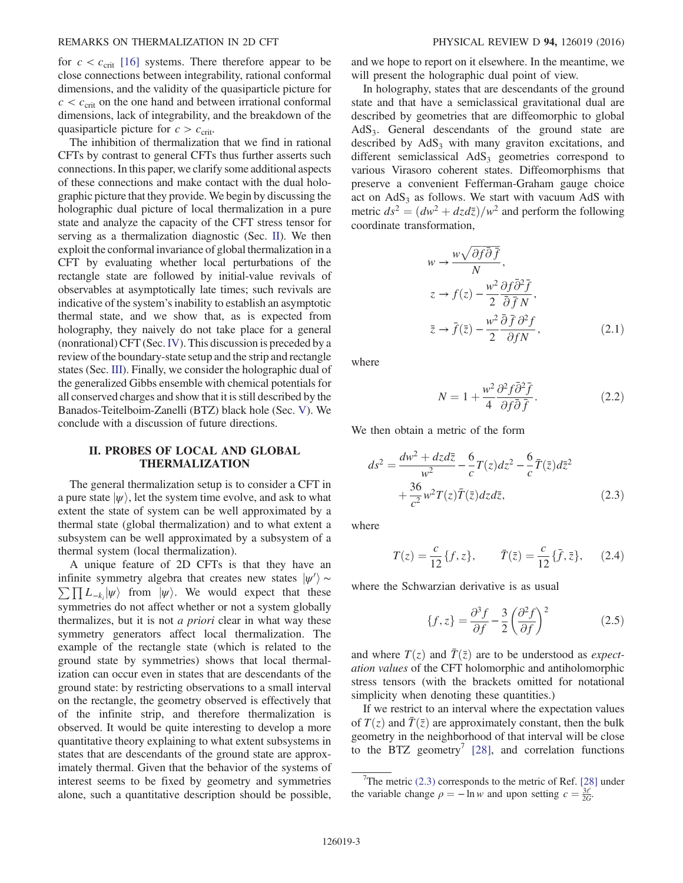for $c < c_{\text{crit}}$ [16] systems. There therefore appear to be close connections between integrability, rational conformal dimensions, and the validity of the quasiparticle picture for $c < c_{\text{crit}}$ on the one hand and between irrational conformal dimensions, lack of integrability, and the breakdown of the quasiparticle picture for $c > c_{\text{crit}}$.

The inhibition of thermalization that we find in rational CFTs by contrast to general CFTs thus further asserts such connections. In this paper, we clarify some additional aspects of these connections and make contact with the dual holographic picture that they provide. We begin by discussing the holographic dual picture of local thermalization in a pure state and analyze the capacity of the CFT stress tensor for serving as a thermalization diagnostic (Sec. II). We then exploit the conformal invariance of global thermalization in a CFT by evaluating whether local perturbations of the rectangle state are followed by initial-value revivals of observables at asymptotically late times; such revivals are indicative of the system's inability to establish an asymptotic thermal state, and we show that, as is expected from holography, they naively do not take place for a general (nonrational) CFT (Sec. IV). This discussion is preceded by a review of the boundary-state setup and the strip and rectangle states (Sec. III). Finally, we consider the holographic dual of the generalized Gibbs ensemble with chemical potentials for all conserved charges and show that it is still described by the Banados-Teitelboim-Zanelli (BTZ) black hole (Sec. V). We conclude with a discussion of future directions.

## II. PROBES OF LOCAL AND GLOBAL THERMALIZATION

The general thermalization setup is to consider a CFT in a pure state $|\psi\rangle$, let the system time evolve, and ask to what extent the state of system can be well approximated by a thermal state (global thermalization) and to what extent a subsystem can be well approximated by a subsystem of a thermal system (local thermalization).

A unique feature of 2D CFTs is that they have an infinite symmetry algebra that creates new states $|\psi'\rangle \sim \sum \prod L_{-k_i}|\psi\rangle$ from $|\psi\rangle$. We would expect that these symmetries do not affect whether or not a system globally thermalizes, but it is not *a priori* clear in what way these symmetry generators affect local thermalization. The example of the rectangle state (which is related to the ground state by symmetries) shows that local thermalization can occur even in states that are descendants of the ground state: by restricting observations to a small interval on the rectangle, the geometry observed is effectively that of the infinite strip, and therefore thermalization is observed. It would be quite interesting to develop a more quantitative theory explaining to what extent subsystems in states that are descendants of the ground state are approximately thermal. Given that the behavior of the systems of interest seems to be fixed by geometry and symmetries alone, such a quantitative description should be possible, and we hope to report on it elsewhere. In the meantime, we will present the holographic dual point of view.

In holography, states that are descendants of the ground state and that have a semiclassical gravitational dual are described by geometries that are diffeomorphic to global $\text{AdS}_3$. General descendants of the ground state are described by $\text{AdS}_3$ with many graviton excitations, and different semiclassical $\text{AdS}_3$ geometries correspond to various Virasoro coherent states. Diffeomorphisms that preserve a convenient Fefferman-Graham gauge choice act on $\text{AdS}_3$ as follows. We start with vacuum AdS with metric $ds^2 = (dw^2 + dz d\bar{z})/w^2$ and perform the following coordinate transformation,

$$
\begin{aligned}
w &\to \frac{w\sqrt{\partial f \bar{\partial} \bar{f}}}{N}, \\
z &\to f(z) - \frac{w^2}{2}\frac{\partial f \bar{\partial}^2 \bar{f}}{\bar{\partial}\bar{f} N}, \\
\bar{z} &\to \bar{f}(\bar{z}) - \frac{w^2}{2}\frac{\bar{\partial}\bar{f}\,\partial^2 f}{\partial f N},
\end{aligned} \tag{2.1}
$$

where

$$
N = 1 + \frac{w^2}{4}\frac{\partial^2 f \bar{\partial}^2 \bar{f}}{\partial f \bar{\partial}\bar{f}}. \tag{2.2}
$$

We then obtain a metric of the form

$$
ds^2 = \frac{dw^2 + dz d\bar{z}}{w^2} - \frac{6}{c}T(z)dz^2 - \frac{6}{c}\bar{T}(\bar{z})d\bar{z}^2 + \frac{36}{c^2}w^2 T(z)\bar{T}(\bar{z})dz d\bar{z}, \tag{2.3}
$$

where

$$
T(z) = \frac{c}{12}\{f, z\}, \qquad \bar{T}(\bar{z}) = \frac{c}{12}\{\bar{f}, \bar{z}\}, \tag{2.4}
$$

where the Schwarzian derivative is as usual

$$
\{f, z\} = \frac{\partial^3 f}{\partial f} - \frac{3}{2}\left(\frac{\partial^2 f}{\partial f}\right)^2 \tag{2.5}
$$

and where $T(z)$ and $\bar{T}(\bar{z})$ are to be understood as *expectation values* of the CFT holomorphic and antiholomorphic stress tensors (with the brackets omitted for notational simplicity when denoting these quantities.)

If we restrict to an interval where the expectation values of $T(z)$ and $\bar{T}(\bar{z})$ are approximately constant, then the bulk geometry in the neighborhood of that interval will be close to the BTZ geometry[7] [28], and correlation functions

[7] The metric (2.3) corresponds to the metric of Ref. [28] under the variable change $\rho = -\ln w$ and upon setting $c = \frac{3\ell}{2G}$.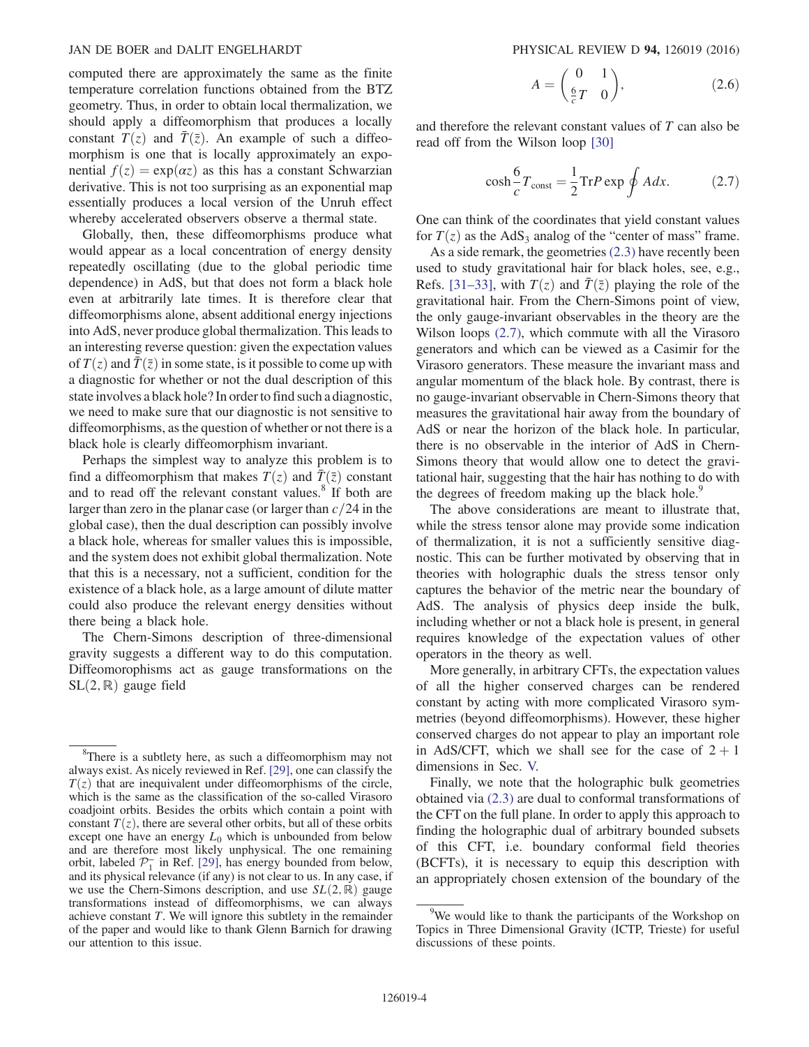computed there are approximately the same as the finite temperature correlation functions obtained from the BTZ geometry. Thus, in order to obtain local thermalization, we should apply a diffeomorphism that produces a locally constant $T(z)$ and $\bar{T}(\bar{z})$. An example of such a diffeomorphism is one that is locally approximately an exponential $f(z) = \exp(\alpha z)$ as this has a constant Schwarzian derivative. This is not too surprising as an exponential map essentially produces a local version of the Unruh effect whereby accelerated observers observe a thermal state.

Globally, then, these diffeomorphisms produce what would appear as a local concentration of energy density repeatedly oscillating (due to the global periodic time dependence) in AdS, but that does not form a black hole even at arbitrarily late times. It is therefore clear that diffeomorphisms alone, absent additional energy injections into AdS, never produce global thermalization. This leads to an interesting reverse question: given the expectation values of $T(z)$ and $\bar{T}(\bar{z})$ in some state, is it possible to come up with a diagnostic for whether or not the dual description of this state involves a black hole? In order to find such a diagnostic, we need to make sure that our diagnostic is not sensitive to diffeomorphisms, as the question of whether or not there is a black hole is clearly diffeomorphism invariant.

Perhaps the simplest way to analyze this problem is to find a diffeomorphism that makes $T(z)$ and $\bar{T}(\bar{z})$ constant and to read off the relevant constant values.[8] If both are larger than zero in the planar case (or larger than $c/24$ in the global case), then the dual description can possibly involve a black hole, whereas for smaller values this is impossible, and the system does not exhibit global thermalization. Note that this is a necessary, not a sufficient, condition for the existence of a black hole, as a large amount of dilute matter could also produce the relevant energy densities without there being a black hole.

The Chern-Simons description of three-dimensional gravity suggests a different way to do this computation. Diffeomorophisms act as gauge transformations on the $\mathrm{SL}(2,\mathbb{R})$ gauge field

$$A = \begin{pmatrix} 0 & 1 \\ \frac{6}{c}T & 0 \end{pmatrix}, \tag{2.6}$$

and therefore the relevant constant values of $T$ can also be read off from the Wilson loop [30]

$$\cosh \frac{6}{c} T_{\mathrm{const}} = \frac{1}{2} \mathrm{Tr} P \exp \oint A dx. \tag{2.7}$$

One can think of the coordinates that yield constant values for $T(z)$ as the $\mathrm{AdS}_3$ analog of the "center of mass" frame.

As a side remark, the geometries (2.3) have recently been used to study gravitational hair for black holes, see, e.g., Refs. [31–33], with $T(z)$ and $\bar{T}(\bar{z})$ playing the role of the gravitational hair. From the Chern-Simons point of view, the only gauge-invariant observables in the theory are the Wilson loops (2.7), which commute with all the Virasoro generators and which can be viewed as a Casimir for the Virasoro generators. These measure the invariant mass and angular momentum of the black hole. By contrast, there is no gauge-invariant observable in Chern-Simons theory that measures the gravitational hair away from the boundary of AdS or near the horizon of the black hole. In particular, there is no observable in the interior of AdS in Chern-Simons theory that would allow one to detect the gravitational hair, suggesting that the hair has nothing to do with the degrees of freedom making up the black hole.[9]

The above considerations are meant to illustrate that, while the stress tensor alone may provide some indication of thermalization, it is not a sufficiently sensitive diagnostic. This can be further motivated by observing that in theories with holographic duals the stress tensor only captures the behavior of the metric near the boundary of AdS. The analysis of physics deep inside the bulk, including whether or not a black hole is present, in general requires knowledge of the expectation values of other operators in the theory as well.

More generally, in arbitrary CFTs, the expectation values of all the higher conserved charges can be rendered constant by acting with more complicated Virasoro symmetries (beyond diffeomorphisms). However, these higher conserved charges do not appear to play an important role in AdS/CFT, which we shall see for the case of $2+1$ dimensions in Sec. V.

Finally, we note that the holographic bulk geometries obtained via (2.3) are dual to conformal transformations of the CFT on the full plane. In order to apply this approach to finding the holographic dual of arbitrary bounded subsets of this CFT, i.e. boundary conformal field theories (BCFTs), it is necessary to equip this description with an appropriately chosen extension of the boundary of the

[8] There is a subtlety here, as such a diffeomorphism may not always exist. As nicely reviewed in Ref. [29], one can classify the $T(z)$ that are inequivalent under diffeomorphisms of the circle, which is the same as the classification of the so-called Virasoro coadjoint orbits. Besides the orbits which contain a point with constant $T(z)$, there are several other orbits, but all of these orbits except one have an energy $L_0$ which is unbounded from below and are therefore most likely unphysical. The one remaining orbit, labeled $\mathcal{P}_1^-$ in Ref. [29], has energy bounded from below, and its physical relevance (if any) is not clear to us. In any case, if we use the Chern-Simons description, and use $SL(2,\mathbb{R})$ gauge transformations instead of diffeomorphisms, we can always achieve constant $T$. We will ignore this subtlety in the remainder of the paper and would like to thank Glenn Barnich for drawing our attention to this issue.

[9] We would like to thank the participants of the Workshop on Topics in Three Dimensional Gravity (ICTP, Trieste) for useful discussions of these points.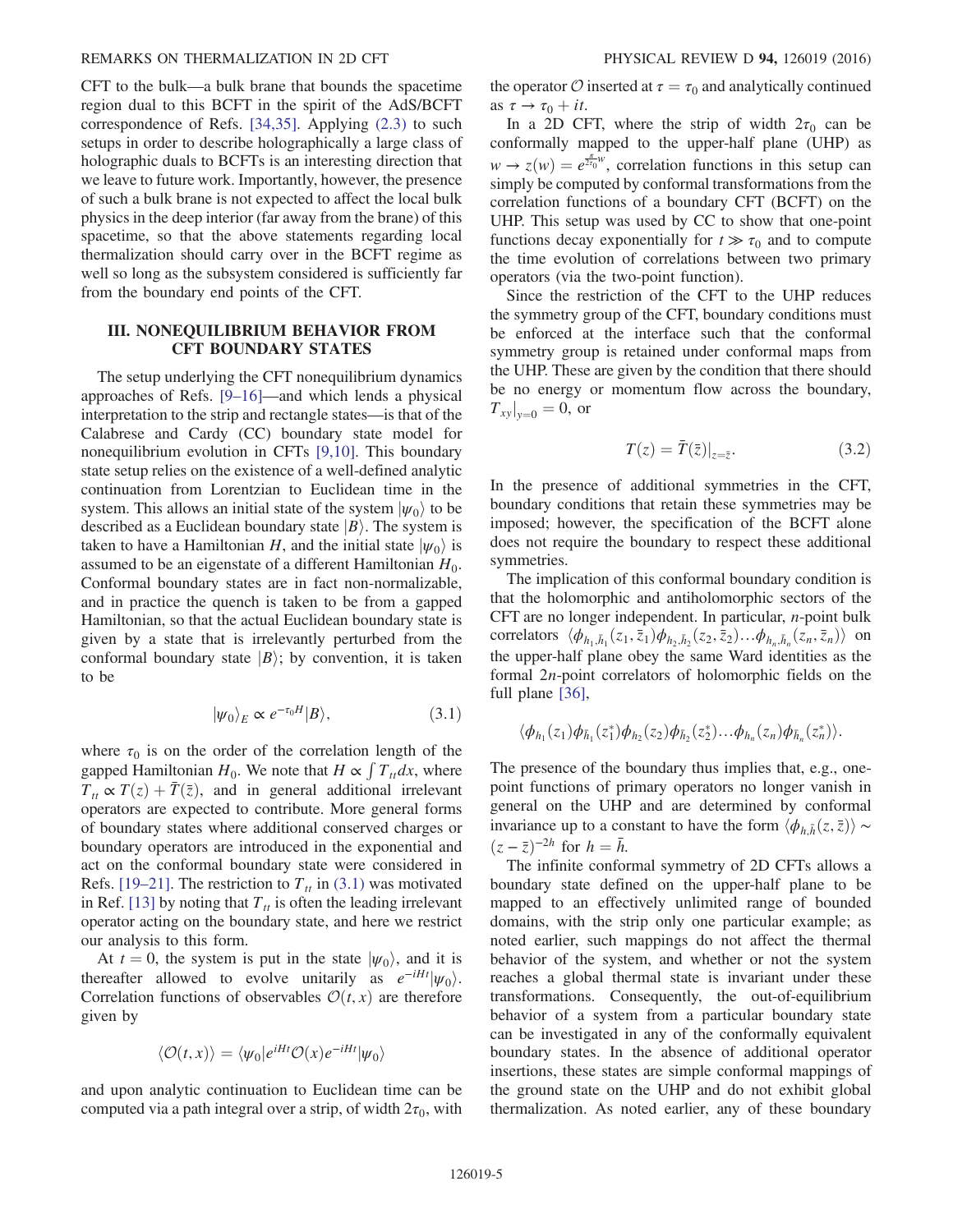CFT to the bulk—a bulk brane that bounds the spacetime region dual to this BCFT in the spirit of the AdS/BCFT correspondence of Refs. [34,35]. Applying (2.3) to such setups in order to describe holographically a large class of holographic duals to BCFTs is an interesting direction that we leave to future work. Importantly, however, the presence of such a bulk brane is not expected to affect the local bulk physics in the deep interior (far away from the brane) of this spacetime, so that the above statements regarding local thermalization should carry over in the BCFT regime as well so long as the subsystem considered is sufficiently far from the boundary end points of the CFT.

## III. NONEQUILIBRIUM BEHAVIOR FROM CFT BOUNDARY STATES

The setup underlying the CFT nonequilibrium dynamics approaches of Refs. [9–16]—and which lends a physical interpretation to the strip and rectangle states—is that of the Calabrese and Cardy (CC) boundary state model for nonequilibrium evolution in CFTs [9,10]. This boundary state setup relies on the existence of a well-defined analytic continuation from Lorentzian to Euclidean time in the system. This allows an initial state of the system $|\psi_0\rangle$ to be described as a Euclidean boundary state $|B\rangle$. The system is taken to have a Hamiltonian $H$, and the initial state $|\psi_0\rangle$ is assumed to be an eigenstate of a different Hamiltonian $H_0$. Conformal boundary states are in fact non-normalizable, and in practice the quench is taken to be from a gapped Hamiltonian, so that the actual Euclidean boundary state is given by a state that is irrelevantly perturbed from the conformal boundary state $|B\rangle$; by convention, it is taken to be

$$|\psi_0\rangle_E \propto e^{-\tau_0 H}|B\rangle, \tag{3.1}$$

where $\tau_0$ is on the order of the correlation length of the gapped Hamiltonian $H_0$. We note that $H \propto \int T_{tt} dx$, where $T_{tt} \propto T(z) + \bar{T}(\bar{z})$, and in general additional irrelevant operators are expected to contribute. More general forms of boundary states where additional conserved charges or boundary operators are introduced in the exponential and act on the conformal boundary state were considered in Refs. [19–21]. The restriction to $T_{tt}$ in (3.1) was motivated in Ref. [13] by noting that $T_{tt}$ is often the leading irrelevant operator acting on the boundary state, and here we restrict our analysis to this form.

At $t = 0$, the system is put in the state $|\psi_0\rangle$, and it is thereafter allowed to evolve unitarily as $e^{-iHt}|\psi_0\rangle$. Correlation functions of observables $\mathcal{O}(t,x)$ are therefore given by

$$\langle \mathcal{O}(t,x)\rangle = \langle \psi_0|e^{iHt}\mathcal{O}(x)e^{-iHt}|\psi_0\rangle$$

and upon analytic continuation to Euclidean time can be computed via a path integral over a strip, of width $2\tau_0$, with the operator $\mathcal{O}$ inserted at $\tau = \tau_0$ and analytically continued as $\tau \to \tau_0 + it$.

In a 2D CFT, where the strip of width $2\tau_0$ can be conformally mapped to the upper-half plane (UHP) as $w \to z(w) = e^{\frac{\pi}{2\tau_0}w}$, correlation functions in this setup can simply be computed by conformal transformations from the correlation functions of a boundary CFT (BCFT) on the UHP. This setup was used by CC to show that one-point functions decay exponentially for $t \gg \tau_0$ and to compute the time evolution of correlations between two primary operators (via the two-point function).

Since the restriction of the CFT to the UHP reduces the symmetry group of the CFT, boundary conditions must be enforced at the interface such that the conformal symmetry group is retained under conformal maps from the UHP. These are given by the condition that there should be no energy or momentum flow across the boundary, $T_{xy}|_{y=0} = 0$, or

$$T(z) = \bar{T}(\bar{z})|_{z=\bar{z}}. \tag{3.2}$$

In the presence of additional symmetries in the CFT, boundary conditions that retain these symmetries may be imposed; however, the specification of the BCFT alone does not require the boundary to respect these additional symmetries.

The implication of this conformal boundary condition is that the holomorphic and antiholomorphic sectors of the CFT are no longer independent. In particular, $n$-point bulk correlators $\langle \phi_{h_1,\bar{h}_1}(z_1,\bar{z}_1)\phi_{h_2,\bar{h}_2}(z_2,\bar{z}_2)\ldots\phi_{h_n,\bar{h}_n}(z_n,\bar{z}_n)\rangle$ on the upper-half plane obey the same Ward identities as the formal $2n$-point correlators of holomorphic fields on the full plane [36],

$$\langle \phi_{h_1}(z_1)\phi_{\bar{h}_1}(z_1^*)\phi_{h_2}(z_2)\phi_{\bar{h}_2}(z_2^*)\ldots\phi_{h_n}(z_n)\phi_{\bar{h}_n}(z_n^*)\rangle.$$

The presence of the boundary thus implies that, e.g., one-point functions of primary operators no longer vanish in general on the UHP and are determined by conformal invariance up to a constant to have the form $\langle \phi_{h,\bar{h}}(z,\bar{z})\rangle \sim (z-\bar{z})^{-2h}$ for $h = \bar{h}$.

The infinite conformal symmetry of 2D CFTs allows a boundary state defined on the upper-half plane to be mapped to an effectively unlimited range of bounded domains, with the strip only one particular example; as noted earlier, such mappings do not affect the thermal behavior of the system, and whether or not the system reaches a global thermal state is invariant under these transformations. Consequently, the out-of-equilibrium behavior of a system from a particular boundary state can be investigated in any of the conformally equivalent boundary states. In the absence of additional operator insertions, these states are simple conformal mappings of the ground state on the UHP and do not exhibit global thermalization. As noted earlier, any of these boundary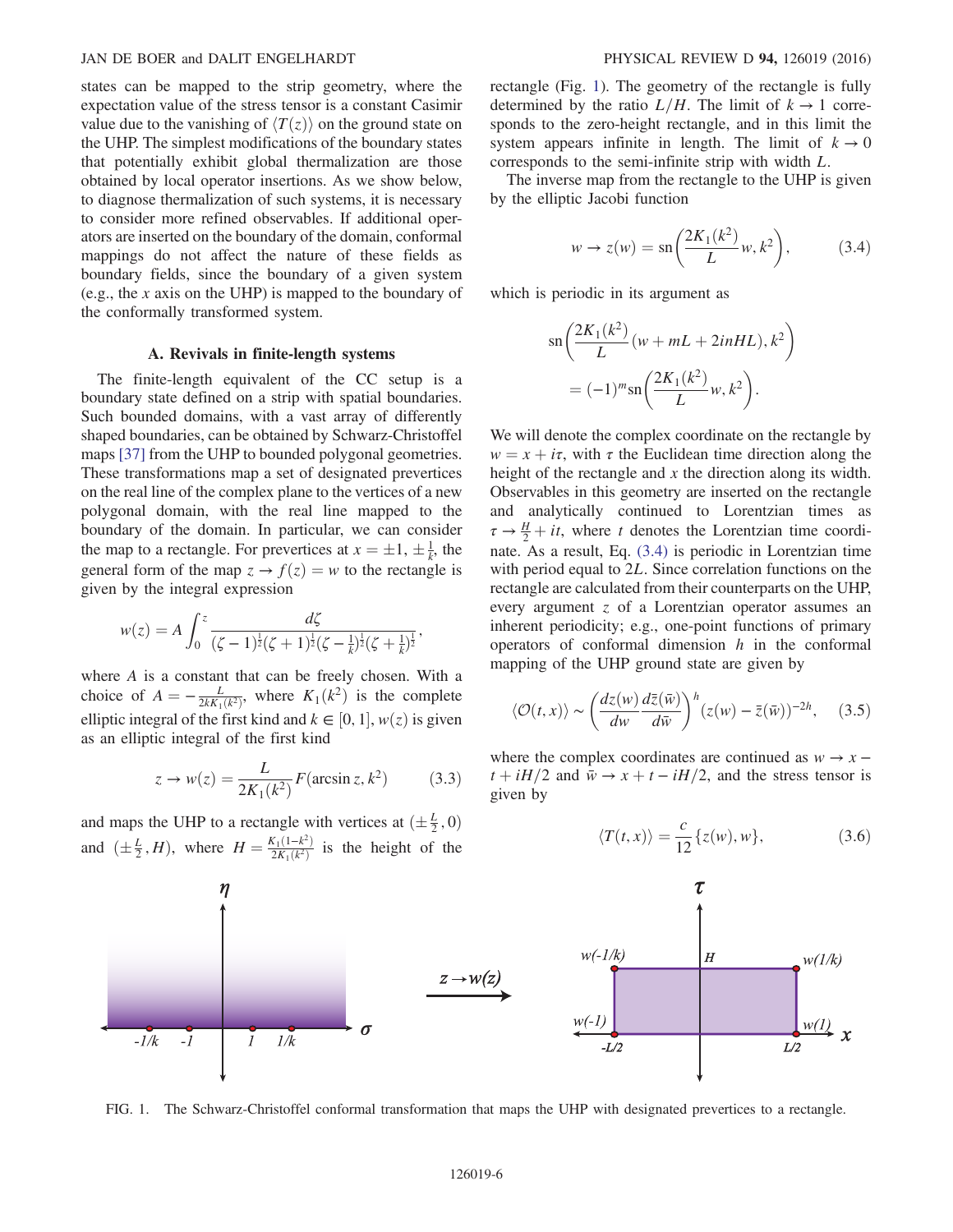states can be mapped to the strip geometry, where the expectation value of the stress tensor is a constant Casimir value due to the vanishing of $\langle T(z)\rangle$ on the ground state on the UHP. The simplest modifications of the boundary states that potentially exhibit global thermalization are those obtained by local operator insertions. As we show below, to diagnose thermalization of such systems, it is necessary to consider more refined observables. If additional operators are inserted on the boundary of the domain, conformal mappings do not affect the nature of these fields as boundary fields, since the boundary of a given system (e.g., the $x$ axis on the UHP) is mapped to the boundary of the conformally transformed system.

### A. Revivals in finite-length systems

The finite-length equivalent of the CC setup is a boundary state defined on a strip with spatial boundaries. Such bounded domains, with a vast array of differently shaped boundaries, can be obtained by Schwarz-Christoffel maps [37] from the UHP to bounded polygonal geometries. These transformations map a set of designated prevertices on the real line of the complex plane to the vertices of a new polygonal domain, with the real line mapped to the boundary of the domain. In particular, we can consider the map to a rectangle. For prevertices at $x = \pm 1, \pm\frac{1}{k}$, the general form of the map $z \to f(z) = w$ to the rectangle is given by the integral expression

$$w(z) = A\int_0^z \frac{d\zeta}{(\zeta-1)^{\frac{1}{2}}(\zeta+1)^{\frac{1}{2}}(\zeta-\frac{1}{k})^{\frac{1}{2}}(\zeta+\frac{1}{k})^{\frac{1}{2}}},$$

where $A$ is a constant that can be freely chosen. With a choice of $A = -\frac{L}{2kK_1(k^2)}$, where $K_1(k^2)$ is the complete elliptic integral of the first kind and $k \in [0,1]$, $w(z)$ is given as an elliptic integral of the first kind

$$z \to w(z) = \frac{L}{2K_1(k^2)} F(\arcsin z, k^2) \tag{3.3}$$

and maps the UHP to a rectangle with vertices at $(\pm\frac{L}{2}, 0)$ and $(\pm\frac{L}{2}, H)$, where $H = \frac{K_1(1-k^2)}{2K_1(k^2)}$ is the height of the rectangle (Fig. 1). The geometry of the rectangle is fully determined by the ratio $L/H$. The limit of $k \to 1$ corresponds to the zero-height rectangle, and in this limit the system appears infinite in length. The limit of $k \to 0$ corresponds to the semi-infinite strip with width $L$.

The inverse map from the rectangle to the UHP is given by the elliptic Jacobi function

$$w \to z(w) = \mathrm{sn}\left(\frac{2K_1(k^2)}{L}w, k^2\right), \tag{3.4}$$

which is periodic in its argument as

$$\mathrm{sn}\left(\frac{2K_1(k^2)}{L}(w + mL + 2inHL), k^2\right) = (-1)^m \mathrm{sn}\left(\frac{2K_1(k^2)}{L}w, k^2\right).$$

We will denote the complex coordinate on the rectangle by $w = x + i\tau$, with $\tau$ the Euclidean time direction along the height of the rectangle and $x$ the direction along its width. Observables in this geometry are inserted on the rectangle and analytically continued to Lorentzian times as $\tau \to \frac{H}{2} + it$, where $t$ denotes the Lorentzian time coordinate. As a result, Eq. (3.4) is periodic in Lorentzian time with period equal to $2L$. Since correlation functions on the rectangle are calculated from their counterparts on the UHP, every argument $z$ of a Lorentzian operator assumes an inherent periodicity; e.g., one-point functions of primary operators of conformal dimension $h$ in the conformal mapping of the UHP ground state are given by

$$\langle \mathcal{O}(t,x)\rangle \sim \left(\frac{dz(w)}{dw}\frac{d\bar{z}(\bar{w})}{d\bar{w}}\right)^h (z(w) - \bar{z}(\bar{w}))^{-2h}, \tag{3.5}$$

where the complex coordinates are continued as $w \to x - t + iH/2$ and $\bar{w} \to x + t - iH/2$, and the stress tensor is given by

$$\langle T(t,x)\rangle = \frac{c}{12}\{z(w), w\}, \tag{3.6}$$

FIG. 1. The Schwarz-Christoffel conformal transformation that maps the UHP with designated prevertices to a rectangle.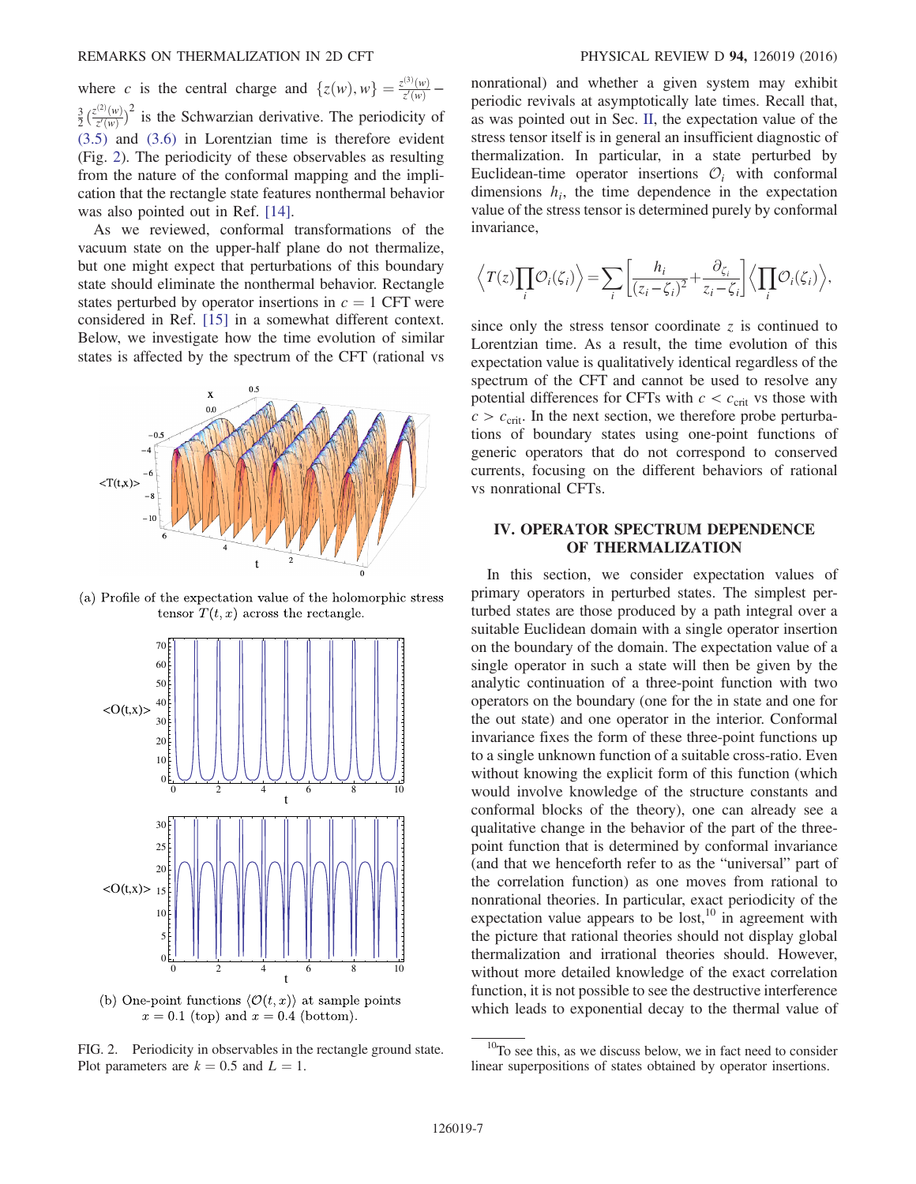where $c$ is the central charge and $\{z(w), w\} = \frac{z^{(3)}(w)}{z'(w)} - \frac{3}{2}\left(\frac{z^{(2)}(w)}{z'(w)}\right)^2$ is the Schwarzian derivative. The periodicity of (3.5) and (3.6) in Lorentzian time is therefore evident (Fig. 2). The periodicity of these observables as resulting from the nature of the conformal mapping and the implication that the rectangle state features nonthermal behavior was also pointed out in Ref. [14].

As we reviewed, conformal transformations of the vacuum state on the upper-half plane do not thermalize, but one might expect that perturbations of this boundary state should eliminate the nonthermal behavior. Rectangle states perturbed by operator insertions in $c = 1$ CFT were considered in Ref. [15] in a somewhat different context. Below, we investigate how the time evolution of similar states is affected by the spectrum of the CFT (rational vs nonrational) and whether a given system may exhibit periodic revivals at asymptotically late times. Recall that, as was pointed out in Sec. II, the expectation value of the stress tensor itself is in general an insufficient diagnostic of thermalization. In particular, in a state perturbed by Euclidean-time operator insertions $\mathcal{O}_i$ with conformal dimensions $h_i$, the time dependence in the expectation value of the stress tensor is determined purely by conformal invariance,

$$\left\langle T(z)\prod_i \mathcal{O}_i(\zeta_i)\right\rangle = \sum_i \left[\frac{h_i}{(z_i - \zeta_i)^2} + \frac{\partial_{\zeta_i}}{z_i - \zeta_i}\right]\left\langle \prod_i \mathcal{O}_i(\zeta_i)\right\rangle,$$

since only the stress tensor coordinate $z$ is continued to Lorentzian time. As a result, the time evolution of this expectation value is qualitatively identical regardless of the spectrum of the CFT and cannot be used to resolve any potential differences for CFTs with $c < c_{\text{crit}}$ vs those with $c > c_{\text{crit}}$. In the next section, we therefore probe perturbations of boundary states using one-point functions of generic operators that do not correspond to conserved currents, focusing on the different behaviors of rational vs nonrational CFTs.

(a) Profile of the expectation value of the holomorphic stress tensor $T(t, x)$ across the rectangle.

(b) One-point functions $\langle \mathcal{O}(t, x)\rangle$ at sample points $x = 0.1$ (top) and $x = 0.4$ (bottom).

FIG. 2. Periodicity in observables in the rectangle ground state. Plot parameters are $k = 0.5$ and $L = 1$.

## IV. OPERATOR SPECTRUM DEPENDENCE OF THERMALIZATION

In this section, we consider expectation values of primary operators in perturbed states. The simplest perturbed states are those produced by a path integral over a suitable Euclidean domain with a single operator insertion on the boundary of the domain. The expectation value of a single operator in such a state will then be given by the analytic continuation of a three-point function with two operators on the boundary (one for the in state and one for the out state) and one operator in the interior. Conformal invariance fixes the form of these three-point functions up to a single unknown function of a suitable cross-ratio. Even without knowing the explicit form of this function (which would involve knowledge of the structure constants and conformal blocks of the theory), one can already see a qualitative change in the behavior of the part of the three-point function that is determined by conformal invariance (and that we henceforth refer to as the "universal" part of the correlation function) as one moves from rational to nonrational theories. In particular, exact periodicity of the expectation value appears to be lost,[10] in agreement with the picture that rational theories should not display global thermalization and irrational theories should. However, without more detailed knowledge of the exact correlation function, it is not possible to see the destructive interference which leads to exponential decay to the thermal value of

[10] To see this, as we discuss below, we in fact need to consider linear superpositions of states obtained by operator insertions.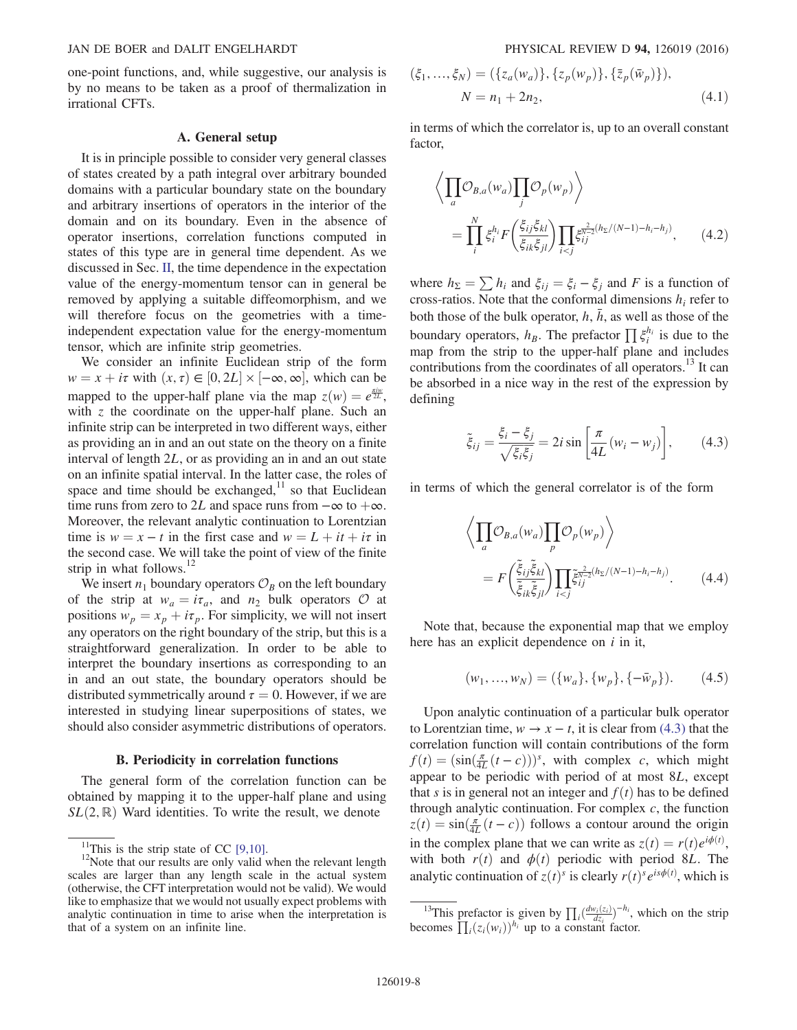one-point functions, and, while suggestive, our analysis is by no means to be taken as a proof of thermalization in irrational CFTs.

### A. General setup

It is in principle possible to consider very general classes of states created by a path integral over arbitrary bounded domains with a particular boundary state on the boundary and arbitrary insertions of operators in the interior of the domain and on its boundary. Even in the absence of operator insertions, correlation functions computed in states of this type are in general time dependent. As we discussed in Sec. II, the time dependence in the expectation value of the energy-momentum tensor can in general be removed by applying a suitable diffeomorphism, and we will therefore focus on the geometries with a time-independent expectation value for the energy-momentum tensor, which are infinite strip geometries.

We consider an infinite Euclidean strip of the form $w = x + i\tau$ with $(x, \tau) \in [0, 2L] \times [-\infty, \infty]$, which can be mapped to the upper-half plane via the map $z(w) = e^{\frac{\pi i w}{2L}}$, with $z$ the coordinate on the upper-half plane. Such an infinite strip can be interpreted in two different ways, either as providing an in and an out state on the theory on a finite interval of length $2L$, or as providing an in and an out state on an infinite spatial interval. In the latter case, the roles of space and time should be exchanged,[11] so that Euclidean time runs from zero to $2L$ and space runs from $-\infty$ to $+\infty$. Moreover, the relevant analytic continuation to Lorentzian time is $w = x - t$ in the first case and $w = L + it + i\tau$ in the second case. We will take the point of view of the finite strip in what follows.[12]

We insert $n_1$ boundary operators $\mathcal{O}_B$ on the left boundary of the strip at $w_a = i\tau_a$, and $n_2$ bulk operators $\mathcal{O}$ at positions $w_p = x_p + i\tau_p$. For simplicity, we will not insert any operators on the right boundary of the strip, but this is a straightforward generalization. In order to be able to interpret the boundary insertions as corresponding to an in and an out state, the boundary operators should be distributed symmetrically around $\tau = 0$. However, if we are interested in studying linear superpositions of states, we should also consider asymmetric distributions of operators.

### B. Periodicity in correlation functions

The general form of the correlation function can be obtained by mapping it to the upper-half plane and using $SL(2, \mathbb{R})$ Ward identities. To write the result, we denote

$$
(\xi_1, \ldots, \xi_N) = (\{z_a(w_a)\}, \{z_p(w_p)\}, \{\bar{z}_p(\bar{w}_p)\}),
\qquad N = n_1 + 2n_2, \tag{4.1}
$$

in terms of which the correlator is, up to an overall constant factor,

$$
\left\langle \prod_a \mathcal{O}_{B,a}(w_a) \prod_j \mathcal{O}_p(w_p) \right\rangle
= \prod_i^N \xi_i^{h_i} F\left(\frac{\xi_{ij}\xi_{kl}}{\xi_{ik}\xi_{jl}}\right) \prod_{i<j} \xi_{ij}^{\frac{2}{N-2}(h_\Sigma/(N-1) - h_i - h_j)}, \tag{4.2}
$$

where $h_\Sigma = \sum h_i$ and $\xi_{ij} = \xi_i - \xi_j$ and $F$ is a function of cross-ratios. Note that the conformal dimensions $h_i$ refer to both those of the bulk operator, $h, \bar{h}$, as well as those of the boundary operators, $h_B$. The prefactor $\prod \xi_i^{h_i}$ is due to the map from the strip to the upper-half plane and includes contributions from the coordinates of all operators.[13] It can be absorbed in a nice way in the rest of the expression by defining

$$
\tilde{\xi}_{ij} = \frac{\xi_i - \xi_j}{\sqrt{\xi_i \xi_j}} = 2i \sin\left[\frac{\pi}{4L}(w_i - w_j)\right], \tag{4.3}
$$

in terms of which the general correlator is of the form

$$
\left\langle \prod_a \mathcal{O}_{B,a}(w_a) \prod_p \mathcal{O}_p(w_p) \right\rangle
= F\left(\frac{\tilde{\xi}_{ij}\tilde{\xi}_{kl}}{\tilde{\xi}_{ik}\tilde{\xi}_{jl}}\right) \prod_{i<j} \tilde{\xi}_{ij}^{\frac{2}{N-2}(h_\Sigma/(N-1) - h_i - h_j)}. \tag{4.4}
$$

Note that, because the exponential map that we employ here has an explicit dependence on $i$ in it,

$$
(w_1, \ldots, w_N) = (\{w_a\}, \{w_p\}, \{-\bar{w}_p\}). \tag{4.5}
$$

Upon analytic continuation of a particular bulk operator to Lorentzian time, $w \to x - t$, it is clear from (4.3) that the correlation function will contain contributions of the form $f(t) = (\sin(\frac{\pi}{4L}(t - c)))^s$, with complex $c$, which might appear to be periodic with period of at most $8L$, except that $s$ is in general not an integer and $f(t)$ has to be defined through analytic continuation. For complex $c$, the function $z(t) = \sin(\frac{\pi}{4L}(t - c))$ follows a contour around the origin in the complex plane that we can write as $z(t) = r(t)e^{i\phi(t)}$, with both $r(t)$ and $\phi(t)$ periodic with period $8L$. The analytic continuation of $z(t)^s$ is clearly $r(t)^s e^{is\phi(t)}$, which is

---

[11] This is the strip state of CC [9,10].

[12] Note that our results are only valid when the relevant length scales are larger than any length scale in the actual system (otherwise, the CFT interpretation would not be valid). We would like to emphasize that we would not usually expect problems with analytic continuation in time to arise when the interpretation is that of a system on an infinite line.

[13] This prefactor is given by $\prod_i (\frac{dw_i(z_i)}{dz_i})^{-h_i}$, which on the strip becomes $\prod_i (z_i(w_i))^{h_i}$ up to a constant factor.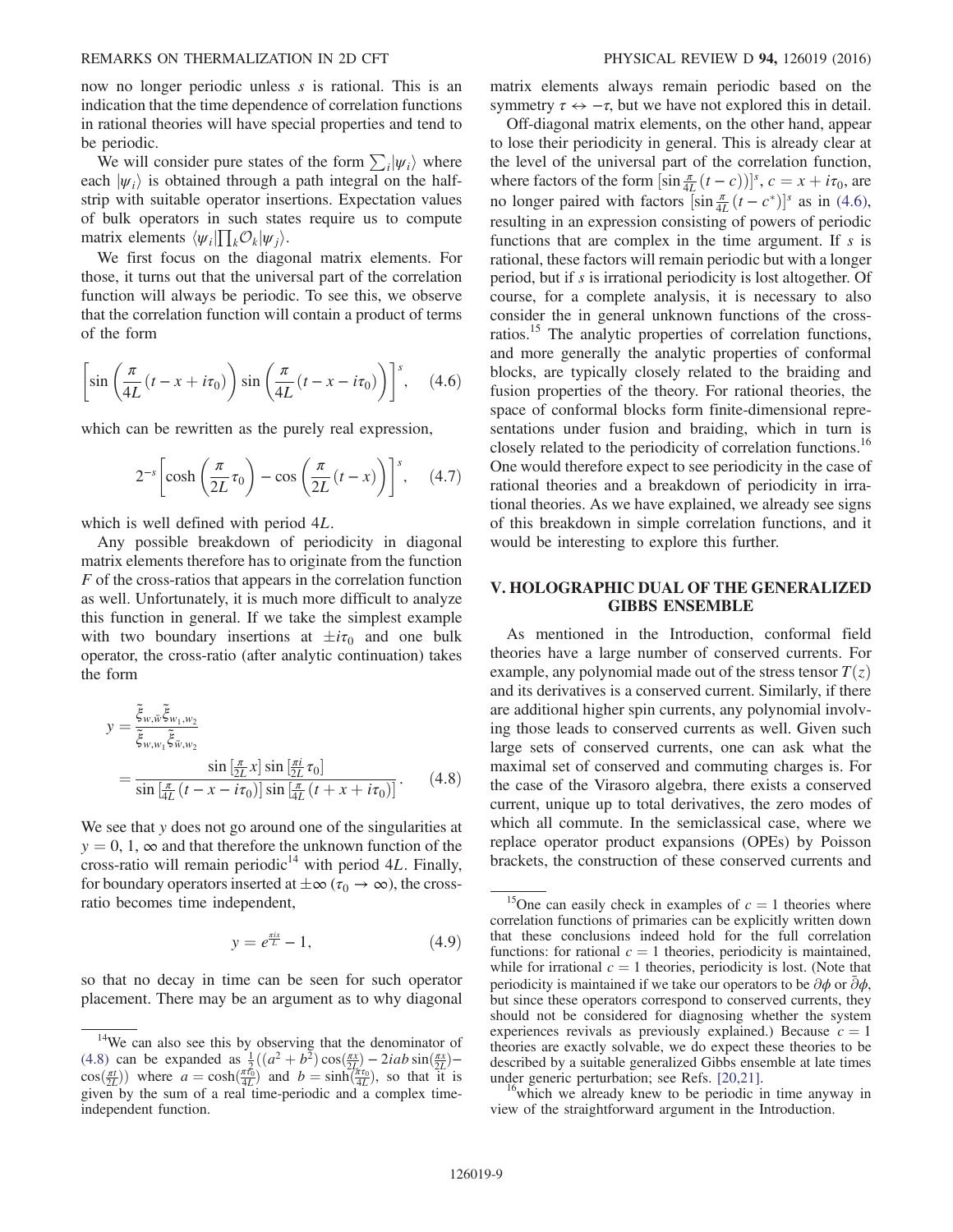now no longer periodic unless $s$ is rational. This is an indication that the time dependence of correlation functions in rational theories will have special properties and tend to be periodic.

We will consider pure states of the form $\sum_i |\psi_i\rangle$ where each $|\psi_i\rangle$ is obtained through a path integral on the half-strip with suitable operator insertions. Expectation values of bulk operators in such states require us to compute matrix elements $\langle\psi_i|\prod_k \mathcal{O}_k|\psi_j\rangle$.

We first focus on the diagonal matrix elements. For those, it turns out that the universal part of the correlation function will always be periodic. To see this, we observe that the correlation function will contain a product of terms of the form

$$\left[\sin\left(\frac{\pi}{4L}(t-x+i\tau_0)\right)\sin\left(\frac{\pi}{4L}(t-x-i\tau_0)\right)\right]^s, \quad (4.6)$$

which can be rewritten as the purely real expression,

$$2^{-s}\left[\cosh\left(\frac{\pi}{2L}\tau_0\right)-\cos\left(\frac{\pi}{2L}(t-x)\right)\right]^s, \quad (4.7)$$

which is well defined with period $4L$.

Any possible breakdown of periodicity in diagonal matrix elements therefore has to originate from the function $F$ of the cross-ratios that appears in the correlation function as well. Unfortunately, it is much more difficult to analyze this function in general. If we take the simplest example with two boundary insertions at $\pm i\tau_0$ and one bulk operator, the cross-ratio (after analytic continuation) takes the form

$$\begin{aligned} y &= \frac{\tilde{\xi}_{w,\bar{w}}\tilde{\xi}_{w_1,w_2}}{\tilde{\xi}_{w,w_1}\tilde{\xi}_{\bar{w},w_2}} \\ &= \frac{\sin\left[\frac{\pi}{2L}x\right]\sin\left[\frac{\pi i}{2L}\tau_0\right]}{\sin\left[\frac{\pi}{4L}(t-x-i\tau_0)\right]\sin\left[\frac{\pi}{4L}(t+x+i\tau_0)\right]}. \end{aligned} \quad (4.8)$$

We see that $y$ does not go around one of the singularities at $y=0,1,\infty$ and that therefore the unknown function of the cross-ratio will remain periodic[14] with period $4L$. Finally, for boundary operators inserted at $\pm\infty$ ($\tau_0 \to \infty$), the cross-ratio becomes time independent,

$$y = e^{\frac{\pi i x}{L}} - 1, \quad (4.9)$$

so that no decay in time can be seen for such operator placement. There may be an argument as to why diagonal matrix elements always remain periodic based on the symmetry $\tau \leftrightarrow -\tau$, but we have not explored this in detail.

Off-diagonal matrix elements, on the other hand, appear to lose their periodicity in general. This is already clear at the level of the universal part of the correlation function, where factors of the form $[\sin\frac{\pi}{4L}(t-c))]^s$, $c = x+i\tau_0$, are no longer paired with factors $[\sin\frac{\pi}{4L}(t-c^*)]^s$ as in (4.6), resulting in an expression consisting of powers of periodic functions that are complex in the time argument. If $s$ is rational, these factors will remain periodic but with a longer period, but if $s$ is irrational periodicity is lost altogether. Of course, for a complete analysis, it is necessary to also consider the in general unknown functions of the cross-ratios.[15] The analytic properties of correlation functions, and more generally the analytic properties of conformal blocks, are typically closely related to the braiding and fusion properties of the theory. For rational theories, the space of conformal blocks form finite-dimensional representations under fusion and braiding, which in turn is closely related to the periodicity of correlation functions.[16] One would therefore expect to see periodicity in the case of rational theories and a breakdown of periodicity in irrational theories. As we have explained, we already see signs of this breakdown in simple correlation functions, and it would be interesting to explore this further.

## V. HOLOGRAPHIC DUAL OF THE GENERALIZED GIBBS ENSEMBLE

As mentioned in the Introduction, conformal field theories have a large number of conserved currents. For example, any polynomial made out of the stress tensor $T(z)$ and its derivatives is a conserved current. Similarly, if there are additional higher spin currents, any polynomial involving those leads to conserved currents as well. Given such large sets of conserved currents, one can ask what the maximal set of conserved and commuting charges is. For the case of the Virasoro algebra, there exists a conserved current, unique up to total derivatives, the zero modes of which all commute. In the semiclassical case, where we replace operator product expansions (OPEs) by Poisson brackets, the construction of these conserved currents and

---

[14] We can also see this by observing that the denominator of (4.8) can be expanded as $\frac{1}{2}((a^2+b^2)\cos(\frac{\pi x}{2L}) - 2iab\sin(\frac{\pi x}{2L}) - \cos(\frac{\pi t}{2L}))$ where $a = \cosh(\frac{\pi\tau_0}{4L})$ and $b = \sinh(\frac{\pi\tau_0}{4L})$, so that it is given by the sum of a real time-periodic and a complex time-independent function.

[15] One can easily check in examples of $c=1$ theories where correlation functions of primaries can be explicitly written down that these conclusions indeed hold for the full correlation functions: for rational $c=1$ theories, periodicity is maintained, while for irrational $c=1$ theories, periodicity is lost. (Note that periodicity is maintained if we take our operators to be $\partial\phi$ or $\bar{\partial}\phi$, but since these operators correspond to conserved currents, they should not be considered for diagnosing whether the system experiences revivals as previously explained.) Because $c=1$ theories are exactly solvable, we do expect these theories to be described by a suitable generalized Gibbs ensemble at late times under generic perturbation; see Refs. [20,21].

[16] which we already knew to be periodic in time anyway in view of the straightforward argument in the Introduction.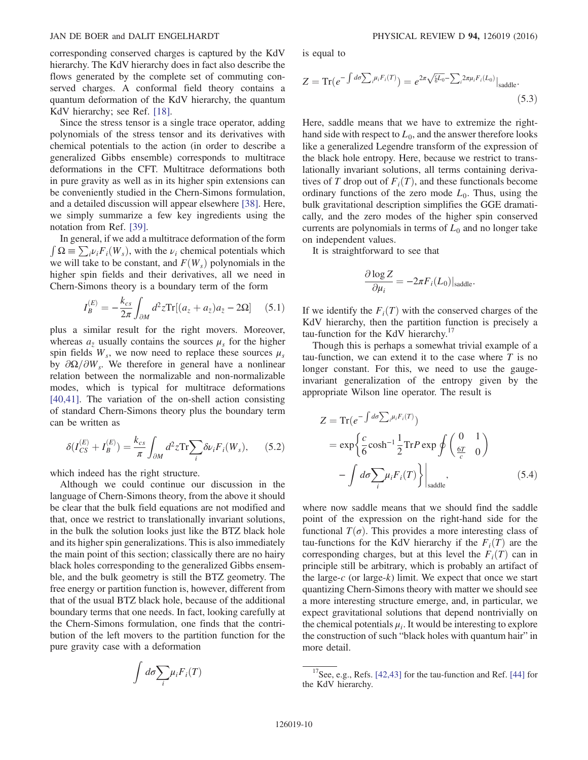corresponding conserved charges is captured by the KdV hierarchy. The KdV hierarchy does in fact also describe the flows generated by the complete set of commuting conserved charges. A conformal field theory contains a quantum deformation of the KdV hierarchy, the quantum KdV hierarchy; see Ref. [18].

Since the stress tensor is a single trace operator, adding polynomials of the stress tensor and its derivatives with chemical potentials to the action (in order to describe a generalized Gibbs ensemble) corresponds to multitrace deformations in the CFT. Multitrace deformations both in pure gravity as well as in its higher spin extensions can be conveniently studied in the Chern-Simons formulation, and a detailed discussion will appear elsewhere [38]. Here, we simply summarize a few key ingredients using the notation from Ref. [39].

In general, if we add a multitrace deformation of the form $\int \Omega \equiv \sum_i \nu_i F_i(W_s)$, with the $\nu_i$ chemical potentials which we will take to be constant, and $F(W_s)$ polynomials in the higher spin fields and their derivatives, all we need in Chern-Simons theory is a boundary term of the form

$$I_B^{(E)} = -\frac{k_{cs}}{2\pi}\int_{\partial M} d^2z \mathrm{Tr}[(a_z + a_{\bar{z}})a_{\bar{z}} - 2\Omega] \quad (5.1)$$

plus a similar result for the right movers. Moreover, whereas $a_{\bar{z}}$ usually contains the sources $\mu_s$ for the higher spin fields $W_s$, we now need to replace these sources $\mu_s$ by $\partial\Omega/\partial W_s$. We therefore in general have a nonlinear relation between the normalizable and non-normalizable modes, which is typical for multitrace deformations [40,41]. The variation of the on-shell action consisting of standard Chern-Simons theory plus the boundary term can be written as

$$\delta(I_{CS}^{(E)} + I_B^{(E)}) = \frac{k_{cs}}{\pi}\int_{\partial M} d^2z \mathrm{Tr}\sum_i \delta\nu_i F_i(W_s), \quad (5.2)$$

which indeed has the right structure.

Although we could continue our discussion in the language of Chern-Simons theory, from the above it should be clear that the bulk field equations are not modified and that, once we restrict to translationally invariant solutions, in the bulk the solution looks just like the BTZ black hole and its higher spin generalizations. This is also immediately the main point of this section; classically there are no hairy black holes corresponding to the generalized Gibbs ensemble, and the bulk geometry is still the BTZ geometry. The free energy or partition function is, however, different from that of the usual BTZ black hole, because of the additional boundary terms that one needs. In fact, looking carefully at the Chern-Simons formulation, one finds that the contribution of the left movers to the partition function for the pure gravity case with a deformation

$$\int d\sigma \sum_i \mu_i F_i(T)$$

is equal to

$$Z = \mathrm{Tr}(e^{-\int d\sigma \sum_i \mu_i F_i(T)}) = e^{2\pi\sqrt{\frac{c}{6}L_0} - \sum_i 2\pi\mu_i F_i(L_0)}|_{\mathrm{saddle}}. \quad (5.3)$$

Here, saddle means that we have to extremize the right-hand side with respect to $L_0$, and the answer therefore looks like a generalized Legendre transform of the expression of the black hole entropy. Here, because we restrict to translationally invariant solutions, all terms containing derivatives of $T$ drop out of $F_i(T)$, and these functionals become ordinary functions of the zero mode $L_0$. Thus, using the bulk gravitational description simplifies the GGE dramatically, and the zero modes of the higher spin conserved currents are polynomials in terms of $L_0$ and no longer take on independent values.

It is straightforward to see that

$$\frac{\partial \log Z}{\partial \mu_i} = -2\pi F_i(L_0)|_{\mathrm{saddle}}.$$

If we identify the $F_i(T)$ with the conserved charges of the KdV hierarchy, then the partition function is precisely a tau-function for the KdV hierarchy.[17]

Though this is perhaps a somewhat trivial example of a tau-function, we can extend it to the case where $T$ is no longer constant. For this, we need to use the gauge-invariant generalization of the entropy given by the appropriate Wilson line operator. The result is

$$\begin{aligned} Z &= \mathrm{Tr}(e^{-\int d\sigma \sum_i \mu_i F_i(T)}) \\ &= \exp\left\{\frac{c}{6}\cosh^{-1}\frac{1}{2}\mathrm{Tr}P\exp\oint\begin{pmatrix} 0 & 1 \\ \frac{6T}{c} & 0 \end{pmatrix} \right. \\ &\quad \left. - \int d\sigma \sum_i \mu_i F_i(T)\right\}\Bigg|_{\mathrm{saddle}}, \end{aligned} \quad (5.4)$$

where now saddle means that we should find the saddle point of the expression on the right-hand side for the functional $T(\sigma)$. This provides a more interesting class of tau-functions for the KdV hierarchy if the $F_i(T)$ are the corresponding charges, but at this level the $F_i(T)$ can in principle still be arbitrary, which is probably an artifact of the large-$c$ (or large-$k$) limit. We expect that once we start quantizing Chern-Simons theory with matter we should see a more interesting structure emerge, and, in particular, we expect gravitational solutions that depend nontrivially on the chemical potentials $\mu_i$. It would be interesting to explore the construction of such "black holes with quantum hair" in more detail.

[17] See, e.g., Refs. [42,43] for the tau-function and Ref. [44] for the KdV hierarchy.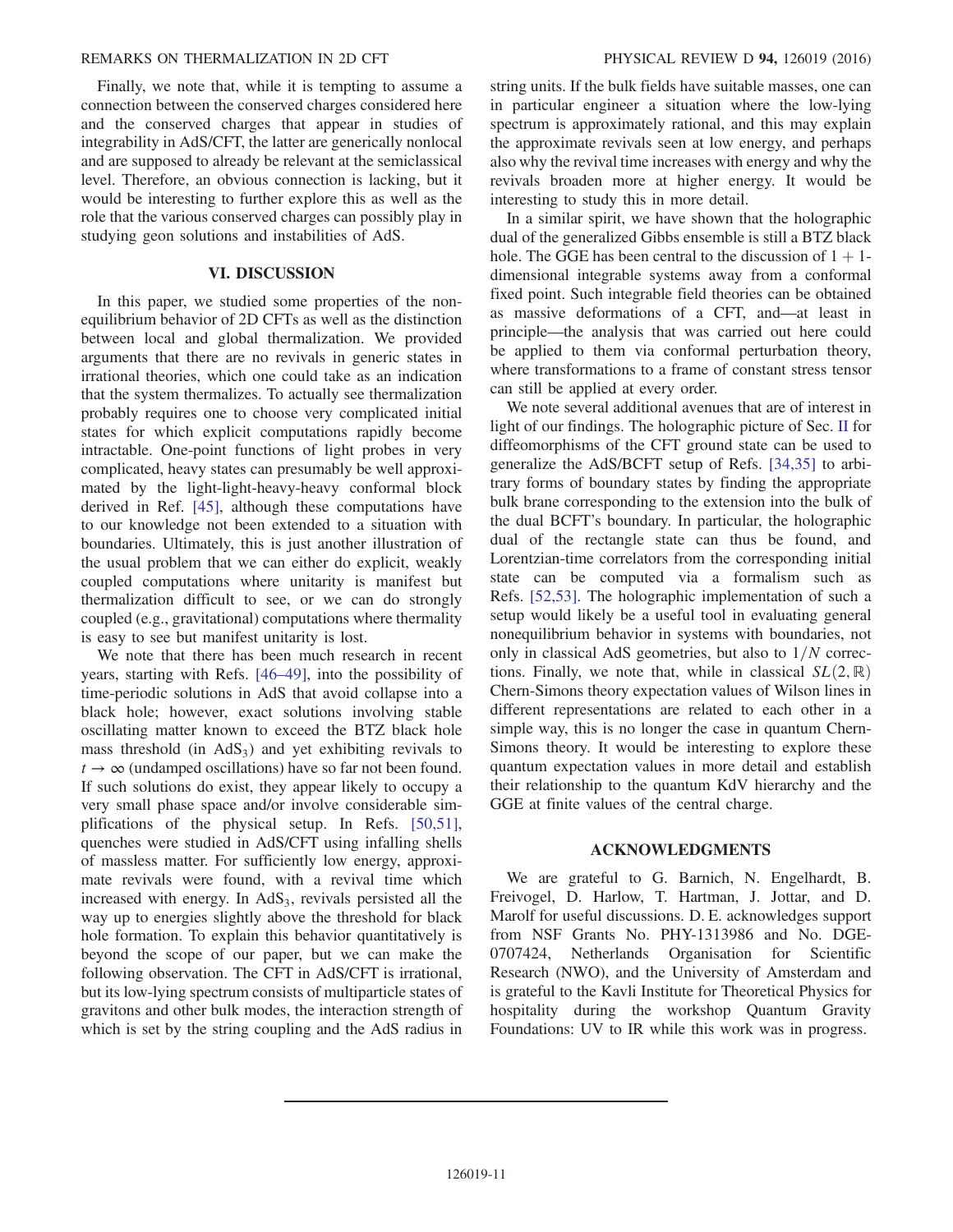Finally, we note that, while it is tempting to assume a connection between the conserved charges considered here and the conserved charges that appear in studies of integrability in AdS/CFT, the latter are generically nonlocal and are supposed to already be relevant at the semiclassical level. Therefore, an obvious connection is lacking, but it would be interesting to further explore this as well as the role that the various conserved charges can possibly play in studying geon solutions and instabilities of AdS.

## VI. DISCUSSION

In this paper, we studied some properties of the nonequilibrium behavior of 2D CFTs as well as the distinction between local and global thermalization. We provided arguments that there are no revivals in generic states in irrational theories, which one could take as an indication that the system thermalizes. To actually see thermalization probably requires one to choose very complicated initial states for which explicit computations rapidly become intractable. One-point functions of light probes in very complicated, heavy states can presumably be well approximated by the light-light-heavy-heavy conformal block derived in Ref. [45], although these computations have to our knowledge not been extended to a situation with boundaries. Ultimately, this is just another illustration of the usual problem that we can either do explicit, weakly coupled computations where unitarity is manifest but thermalization difficult to see, or we can do strongly coupled (e.g., gravitational) computations where thermality is easy to see but manifest unitarity is lost.

We note that there has been much research in recent years, starting with Refs. [46–49], into the possibility of time-periodic solutions in AdS that avoid collapse into a black hole; however, exact solutions involving stable oscillating matter known to exceed the BTZ black hole mass threshold (in $AdS_3$) and yet exhibiting revivals to $t \to \infty$ (undamped oscillations) have so far not been found. If such solutions do exist, they appear likely to occupy a very small phase space and/or involve considerable simplifications of the physical setup. In Refs. [50,51], quenches were studied in AdS/CFT using infalling shells of massless matter. For sufficiently low energy, approximate revivals were found, with a revival time which increased with energy. In $AdS_3$, revivals persisted all the way up to energies slightly above the threshold for black hole formation. To explain this behavior quantitatively is beyond the scope of our paper, but we can make the following observation. The CFT in AdS/CFT is irrational, but its low-lying spectrum consists of multiparticle states of gravitons and other bulk modes, the interaction strength of which is set by the string coupling and the AdS radius in string units. If the bulk fields have suitable masses, one can in particular engineer a situation where the low-lying spectrum is approximately rational, and this may explain the approximate revivals seen at low energy, and perhaps also why the revival time increases with energy and why the revivals broaden more at higher energy. It would be interesting to study this in more detail.

In a similar spirit, we have shown that the holographic dual of the generalized Gibbs ensemble is still a BTZ black hole. The GGE has been central to the discussion of $1+1$-dimensional integrable systems away from a conformal fixed point. Such integrable field theories can be obtained as massive deformations of a CFT, and—at least in principle—the analysis that was carried out here could be applied to them via conformal perturbation theory, where transformations to a frame of constant stress tensor can still be applied at every order.

We note several additional avenues that are of interest in light of our findings. The holographic picture of Sec. II for diffeomorphisms of the CFT ground state can be used to generalize the AdS/BCFT setup of Refs. [34,35] to arbitrary forms of boundary states by finding the appropriate bulk brane corresponding to the extension into the bulk of the dual BCFT's boundary. In particular, the holographic dual of the rectangle state can thus be found, and Lorentzian-time correlators from the corresponding initial state can be computed via a formalism such as Refs. [52,53]. The holographic implementation of such a setup would likely be a useful tool in evaluating general nonequilibrium behavior in systems with boundaries, not only in classical AdS geometries, but also to $1/N$ corrections. Finally, we note that, while in classical $SL(2,\mathbb{R})$ Chern-Simons theory expectation values of Wilson lines in different representations are related to each other in a simple way, this is no longer the case in quantum Chern-Simons theory. It would be interesting to explore these quantum expectation values in more detail and establish their relationship to the quantum KdV hierarchy and the GGE at finite values of the central charge.

## ACKNOWLEDGMENTS

We are grateful to G. Barnich, N. Engelhardt, B. Freivogel, D. Harlow, T. Hartman, J. Jottar, and D. Marolf for useful discussions. D. E. acknowledges support from NSF Grants No. PHY-1313986 and No. DGE-0707424, Netherlands Organisation for Scientific Research (NWO), and the University of Amsterdam and is grateful to the Kavli Institute for Theoretical Physics for hospitality during the workshop Quantum Gravity Foundations: UV to IR while this work was in progress.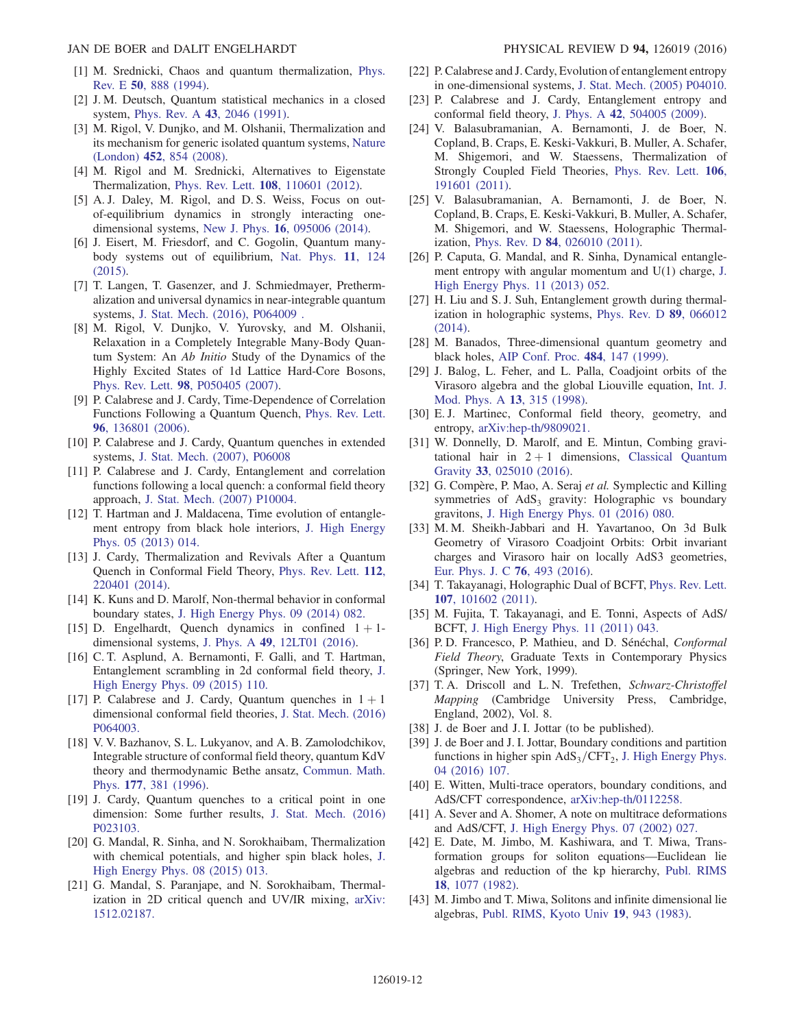[1] M. Srednicki, Chaos and quantum thermalization, Phys. Rev. E **50**, 888 (1994).

[2] J. M. Deutsch, Quantum statistical mechanics in a closed system, Phys. Rev. A **43**, 2046 (1991).

[3] M. Rigol, V. Dunjko, and M. Olshanii, Thermalization and its mechanism for generic isolated quantum systems, Nature (London) **452**, 854 (2008).

[4] M. Rigol and M. Srednicki, Alternatives to Eigenstate Thermalization, Phys. Rev. Lett. **108**, 110601 (2012).

[5] A. J. Daley, M. Rigol, and D. S. Weiss, Focus on out-of-equilibrium dynamics in strongly interacting one-dimensional systems, New J. Phys. **16**, 095006 (2014).

[6] J. Eisert, M. Friesdorf, and C. Gogolin, Quantum many-body systems out of equilibrium, Nat. Phys. **11**, 124 (2015).

[7] T. Langen, T. Gasenzer, and J. Schmiedmayer, Prethermalization and universal dynamics in near-integrable quantum systems, J. Stat. Mech. (2016), P064009 .

[8] M. Rigol, V. Dunjko, V. Yurovsky, and M. Olshanii, Relaxation in a Completely Integrable Many-Body Quantum System: An *Ab Initio* Study of the Dynamics of the Highly Excited States of 1d Lattice Hard-Core Bosons, Phys. Rev. Lett. **98**, P050405 (2007).

[9] P. Calabrese and J. Cardy, Time-Dependence of Correlation Functions Following a Quantum Quench, Phys. Rev. Lett. **96**, 136801 (2006).

[10] P. Calabrese and J. Cardy, Quantum quenches in extended systems, J. Stat. Mech. (2007), P06008

[11] P. Calabrese and J. Cardy, Entanglement and correlation functions following a local quench: a conformal field theory approach, J. Stat. Mech. (2007) P10004.

[12] T. Hartman and J. Maldacena, Time evolution of entanglement entropy from black hole interiors, J. High Energy Phys. 05 (2013) 014.

[13] J. Cardy, Thermalization and Revivals After a Quantum Quench in Conformal Field Theory, Phys. Rev. Lett. **112**, 220401 (2014).

[14] K. Kuns and D. Marolf, Non-thermal behavior in conformal boundary states, J. High Energy Phys. 09 (2014) 082.

[15] D. Engelhardt, Quench dynamics in confined $1+1$-dimensional systems, J. Phys. A **49**, 12LT01 (2016).

[16] C. T. Asplund, A. Bernamonti, F. Galli, and T. Hartman, Entanglement scrambling in 2d conformal field theory, J. High Energy Phys. 09 (2015) 110.

[17] P. Calabrese and J. Cardy, Quantum quenches in $1+1$ dimensional conformal field theories, J. Stat. Mech. (2016) P064003.

[18] V. V. Bazhanov, S. L. Lukyanov, and A. B. Zamolodchikov, Integrable structure of conformal field theory, quantum KdV theory and thermodynamic Bethe ansatz, Commun. Math. Phys. **177**, 381 (1996).

[19] J. Cardy, Quantum quenches to a critical point in one dimension: Some further results, J. Stat. Mech. (2016) P023103.

[20] G. Mandal, R. Sinha, and N. Sorokhaibam, Thermalization with chemical potentials, and higher spin black holes, J. High Energy Phys. 08 (2015) 013.

[21] G. Mandal, S. Paranjape, and N. Sorokhaibam, Thermalization in 2D critical quench and UV/IR mixing, arXiv:1512.02187.

[22] P. Calabrese and J. Cardy, Evolution of entanglement entropy in one-dimensional systems, J. Stat. Mech. (2005) P04010.

[23] P. Calabrese and J. Cardy, Entanglement entropy and conformal field theory, J. Phys. A **42**, 504005 (2009).

[24] V. Balasubramanian, A. Bernamonti, J. de Boer, N. Copland, B. Craps, E. Keski-Vakkuri, B. Muller, A. Schafer, M. Shigemori, and W. Staessens, Thermalization of Strongly Coupled Field Theories, Phys. Rev. Lett. **106**, 191601 (2011).

[25] V. Balasubramanian, A. Bernamonti, J. de Boer, N. Copland, B. Craps, E. Keski-Vakkuri, B. Muller, A. Schafer, M. Shigemori, and W. Staessens, Holographic Thermalization, Phys. Rev. D **84**, 026010 (2011).

[26] P. Caputa, G. Mandal, and R. Sinha, Dynamical entanglement entropy with angular momentum and U(1) charge, J. High Energy Phys. 11 (2013) 052.

[27] H. Liu and S. J. Suh, Entanglement growth during thermalization in holographic systems, Phys. Rev. D **89**, 066012 (2014).

[28] M. Banados, Three-dimensional quantum geometry and black holes, AIP Conf. Proc. **484**, 147 (1999).

[29] J. Balog, L. Feher, and L. Palla, Coadjoint orbits of the Virasoro algebra and the global Liouville equation, Int. J. Mod. Phys. A **13**, 315 (1998).

[30] E. J. Martinec, Conformal field theory, geometry, and entropy, arXiv:hep-th/9809021.

[31] W. Donnelly, D. Marolf, and E. Mintun, Combing gravitational hair in $2+1$ dimensions, Classical Quantum Gravity **33**, 025010 (2016).

[32] G. Compère, P. Mao, A. Seraj *et al.* Symplectic and Killing symmetries of $AdS_3$ gravity: Holographic vs boundary gravitons, J. High Energy Phys. 01 (2016) 080.

[33] M. M. Sheikh-Jabbari and H. Yavartanoo, On 3d Bulk Geometry of Virasoro Coadjoint Orbits: Orbit invariant charges and Virasoro hair on locally AdS3 geometries, Eur. Phys. J. C **76**, 493 (2016).

[34] T. Takayanagi, Holographic Dual of BCFT, Phys. Rev. Lett. **107**, 101602 (2011).

[35] M. Fujita, T. Takayanagi, and E. Tonni, Aspects of AdS/BCFT, J. High Energy Phys. 11 (2011) 043.

[36] P. D. Francesco, P. Mathieu, and D. Sénéchal, *Conformal Field Theory*, Graduate Texts in Contemporary Physics (Springer, New York, 1999).

[37] T. A. Driscoll and L. N. Trefethen, *Schwarz-Christoffel Mapping* (Cambridge University Press, Cambridge, England, 2002), Vol. 8.

[38] J. de Boer and J. I. Jottar (to be published).

[39] J. de Boer and J. I. Jottar, Boundary conditions and partition functions in higher spin $AdS_3/CFT_2$, J. High Energy Phys. 04 (2016) 107.

[40] E. Witten, Multi-trace operators, boundary conditions, and AdS/CFT correspondence, arXiv:hep-th/0112258.

[41] A. Sever and A. Shomer, A note on multitrace deformations and AdS/CFT, J. High Energy Phys. 07 (2002) 027.

[42] E. Date, M. Jimbo, M. Kashiwara, and T. Miwa, Transformation groups for soliton equations—Euclidean lie algebras and reduction of the kp hierarchy, Publ. RIMS **18**, 1077 (1982).

[43] M. Jimbo and T. Miwa, Solitons and infinite dimensional lie algebras, Publ. RIMS, Kyoto Univ **19**, 943 (1983).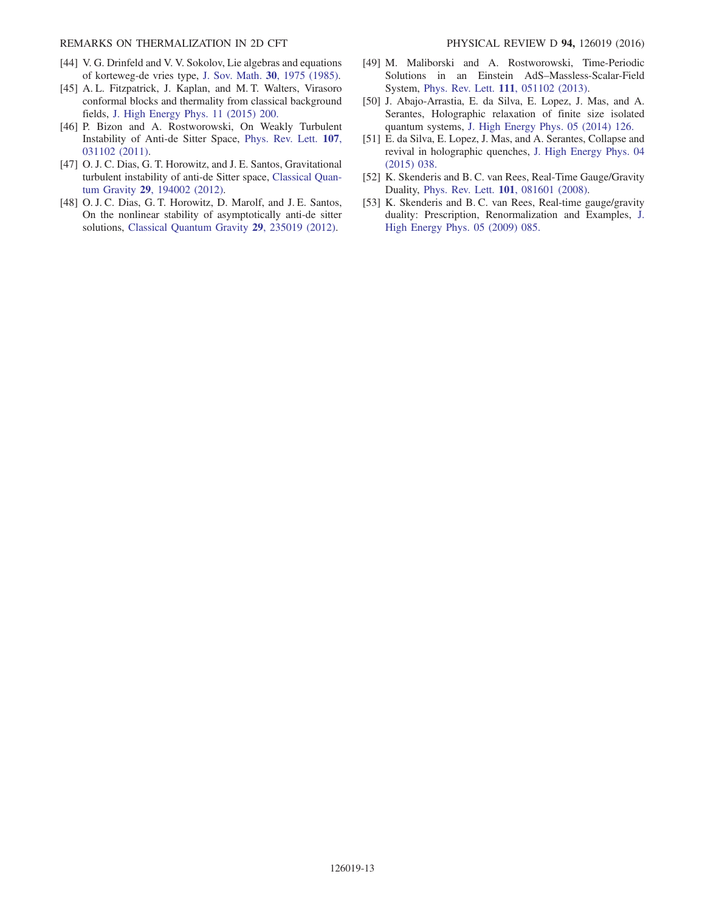[44] V. G. Drinfeld and V. V. Sokolov, Lie algebras and equations of korteweg-de vries type, J. Sov. Math. **30**, 1975 (1985).

[45] A. L. Fitzpatrick, J. Kaplan, and M. T. Walters, Virasoro conformal blocks and thermality from classical background fields, J. High Energy Phys. 11 (2015) 200.

[46] P. Bizon and A. Rostworowski, On Weakly Turbulent Instability of Anti-de Sitter Space, Phys. Rev. Lett. **107**, 031102 (2011).

[47] O. J. C. Dias, G. T. Horowitz, and J. E. Santos, Gravitational turbulent instability of anti-de Sitter space, Classical Quantum Gravity **29**, 194002 (2012).

[48] O. J. C. Dias, G. T. Horowitz, D. Marolf, and J. E. Santos, On the nonlinear stability of asymptotically anti-de sitter solutions, Classical Quantum Gravity **29**, 235019 (2012).

[49] M. Maliborski and A. Rostworowski, Time-Periodic Solutions in an Einstein AdS–Massless-Scalar-Field System, Phys. Rev. Lett. **111**, 051102 (2013).

[50] J. Abajo-Arrastia, E. da Silva, E. Lopez, J. Mas, and A. Serantes, Holographic relaxation of finite size isolated quantum systems, J. High Energy Phys. 05 (2014) 126.

[51] E. da Silva, E. Lopez, J. Mas, and A. Serantes, Collapse and revival in holographic quenches, J. High Energy Phys. 04 (2015) 038.

[52] K. Skenderis and B. C. van Rees, Real-Time Gauge/Gravity Duality, Phys. Rev. Lett. **101**, 081601 (2008).

[53] K. Skenderis and B. C. van Rees, Real-time gauge/gravity duality: Prescription, Renormalization and Examples, J. High Energy Phys. 05 (2009) 085.